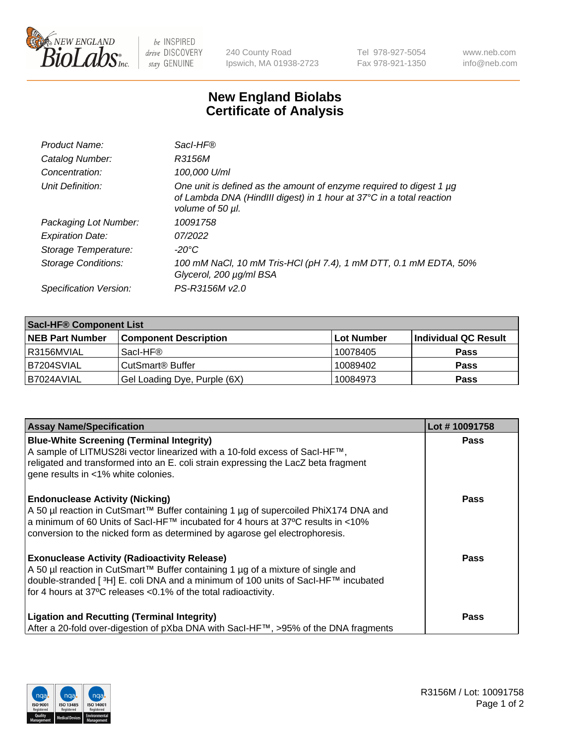New England BioLabs Inc. — be INSPIRED drive DISCOVERY stay GENUINE

240 County Road
Ipswich, MA 01938-2723

Tel 978-927-5054
Fax 978-921-1350

www.neb.com
info@neb.com

# New England Biolabs Certificate of Analysis

| | |
|---|---|
| *Product Name:* | *SacI-HF®* |
| *Catalog Number:* | *R3156M* |
| *Concentration:* | *100,000 U/ml* |
| *Unit Definition:* | *One unit is defined as the amount of enzyme required to digest 1 µg of Lambda DNA (HindIII digest) in 1 hour at 37°C in a total reaction volume of 50 µl.* |
| *Packaging Lot Number:* | *10091758* |
| *Expiration Date:* | *07/2022* |
| *Storage Temperature:* | *-20°C* |
| *Storage Conditions:* | *100 mM NaCl, 10 mM Tris-HCl (pH 7.4), 1 mM DTT, 0.1 mM EDTA, 50% Glycerol, 200 µg/ml BSA* |
| *Specification Version:* | *PS-R3156M v2.0* |

| SacI-HF® Component List | | | |
|---|---|---|---|
| **NEB Part Number** | **Component Description** | **Lot Number** | **Individual QC Result** |
| R3156MVIAL | SacI-HF® | 10078405 | **Pass** |
| B7204SVIAL | CutSmart® Buffer | 10089402 | **Pass** |
| B7024AVIAL | Gel Loading Dye, Purple (6X) | 10084973 | **Pass** |

| Assay Name/Specification | Lot # 10091758 |
|---|---|
| **Blue-White Screening (Terminal Integrity)** A sample of LITMUS28i vector linearized with a 10-fold excess of SacI-HF™, religated and transformed into an E. coli strain expressing the LacZ beta fragment gene results in <1% white colonies. | **Pass** |
| **Endonuclease Activity (Nicking)** A 50 µl reaction in CutSmart™ Buffer containing 1 µg of supercoiled PhiX174 DNA and a minimum of 60 Units of SacI-HF™ incubated for 4 hours at 37ºC results in <10% conversion to the nicked form as determined by agarose gel electrophoresis. | **Pass** |
| **Exonuclease Activity (Radioactivity Release)** A 50 µl reaction in CutSmart™ Buffer containing 1 µg of a mixture of single and double-stranded [ $^{3}$H] E. coli DNA and a minimum of 100 units of SacI-HF™ incubated for 4 hours at 37ºC releases <0.1% of the total radioactivity. | **Pass** |
| **Ligation and Recutting (Terminal Integrity)** After a 20-fold over-digestion of pXba DNA with SacI-HF™, >95% of the DNA fragments | **Pass** |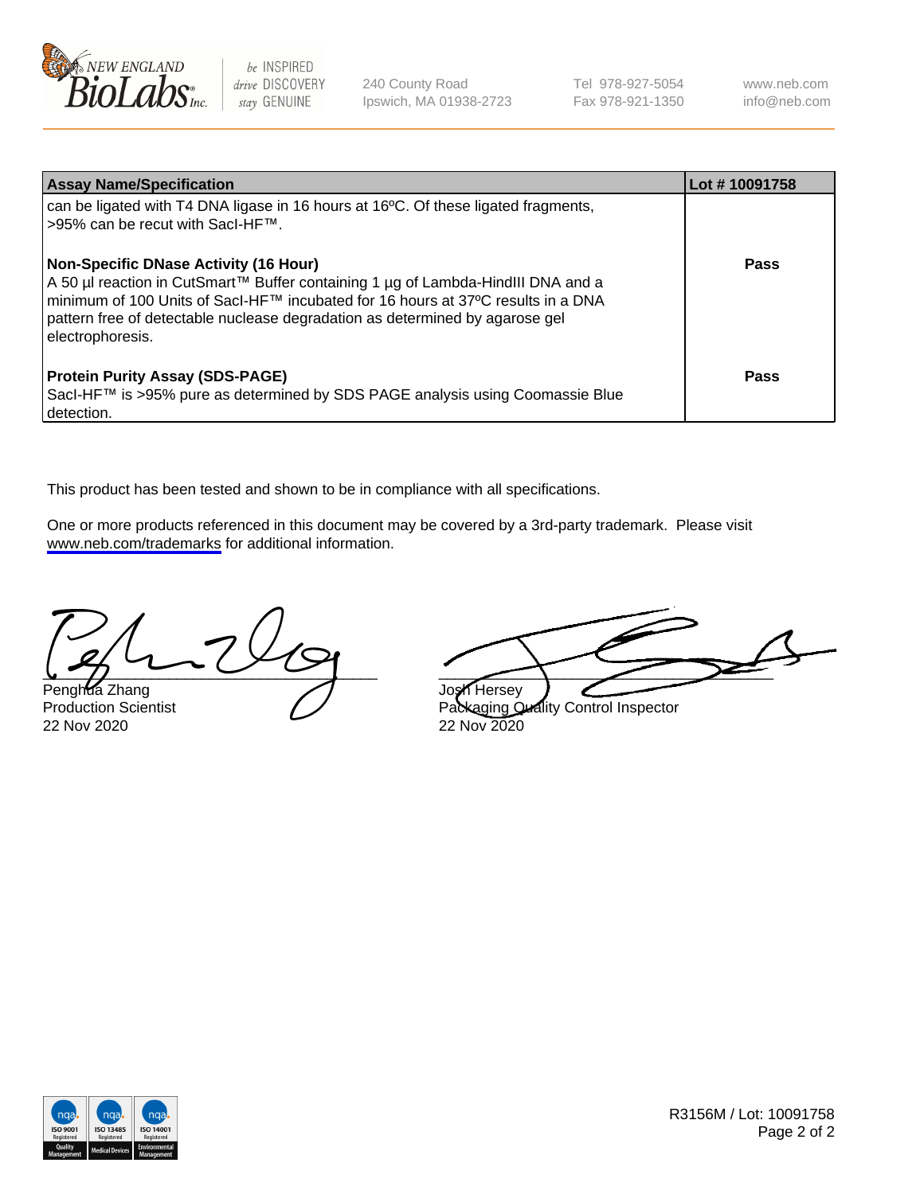| Assay Name/Specification | Lot # 10091758 |
|---|---|
| can be ligated with T4 DNA ligase in 16 hours at 16ºC. Of these ligated fragments, >95% can be recut with SacI-HF™. | |
| **Non-Specific DNase Activity (16 Hour)**<br>A 50 µl reaction in CutSmart™ Buffer containing 1 µg of Lambda-HindIII DNA and a minimum of 100 Units of SacI-HF™ incubated for 16 hours at 37ºC results in a DNA pattern free of detectable nuclease degradation as determined by agarose gel electrophoresis. | **Pass** |
| **Protein Purity Assay (SDS-PAGE)**<br>SacI-HF™ is >95% pure as determined by SDS PAGE analysis using Coomassie Blue detection. | **Pass** |

This product has been tested and shown to be in compliance with all specifications.

One or more products referenced in this document may be covered by a 3rd-party trademark. Please visit www.neb.com/trademarks for additional information.

Penghua Zhang
Production Scientist
22 Nov 2020

Josh Hersey
Packaging Quality Control Inspector
22 Nov 2020

R3156M / Lot: 10091758